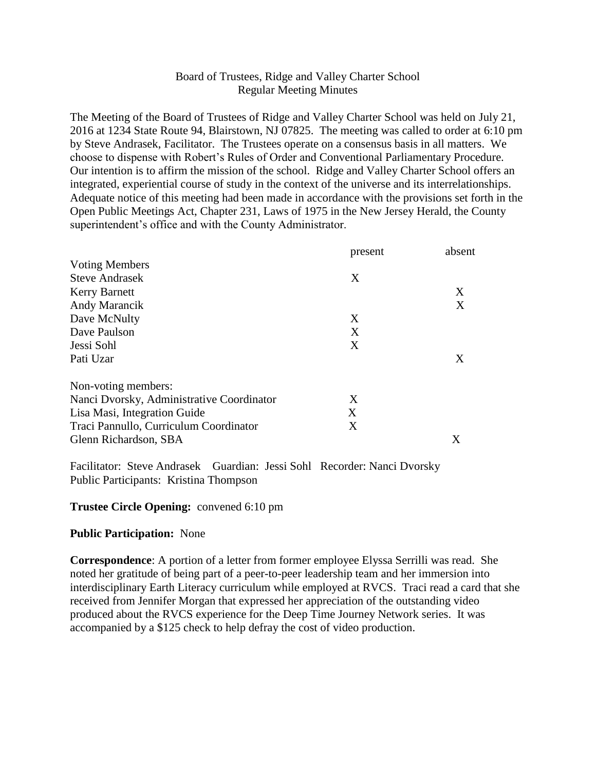Board of Trustees, Ridge and Valley Charter School
Regular Meeting Minutes

The Meeting of the Board of Trustees of Ridge and Valley Charter School was held on July 21, 2016 at 1234 State Route 94, Blairstown, NJ 07825. The meeting was called to order at 6:10 pm by Steve Andrasek, Facilitator. The Trustees operate on a consensus basis in all matters. We choose to dispense with Robert's Rules of Order and Conventional Parliamentary Procedure. Our intention is to affirm the mission of the school. Ridge and Valley Charter School offers an integrated, experiential course of study in the context of the universe and its interrelationships. Adequate notice of this meeting had been made in accordance with the provisions set forth in the Open Public Meetings Act, Chapter 231, Laws of 1975 in the New Jersey Herald, the County superintendent's office and with the County Administrator.

| | present | absent |
|---|---|---|
| **Voting Members** | | |
| Steve Andrasek | X | |
| Kerry Barnett | | X |
| Andy Marancik | | X |
| Dave McNulty | X | |
| Dave Paulson | X | |
| Jessi Sohl | X | |
| Pati Uzar | | X |
| **Non-voting members:** | | |
| Nanci Dvorsky, Administrative Coordinator | X | |
| Lisa Masi, Integration Guide | X | |
| Traci Pannullo, Curriculum Coordinator | X | |
| Glenn Richardson, SBA | | X |

Facilitator: Steve Andrasek   Guardian: Jessi Sohl   Recorder: Nanci Dvorsky
Public Participants: Kristina Thompson

**Trustee Circle Opening:** convened 6:10 pm

**Public Participation:** None

**Correspondence**: A portion of a letter from former employee Elyssa Serrilli was read. She noted her gratitude of being part of a peer-to-peer leadership team and her immersion into interdisciplinary Earth Literacy curriculum while employed at RVCS. Traci read a card that she received from Jennifer Morgan that expressed her appreciation of the outstanding video produced about the RVCS experience for the Deep Time Journey Network series. It was accompanied by a $125 check to help defray the cost of video production.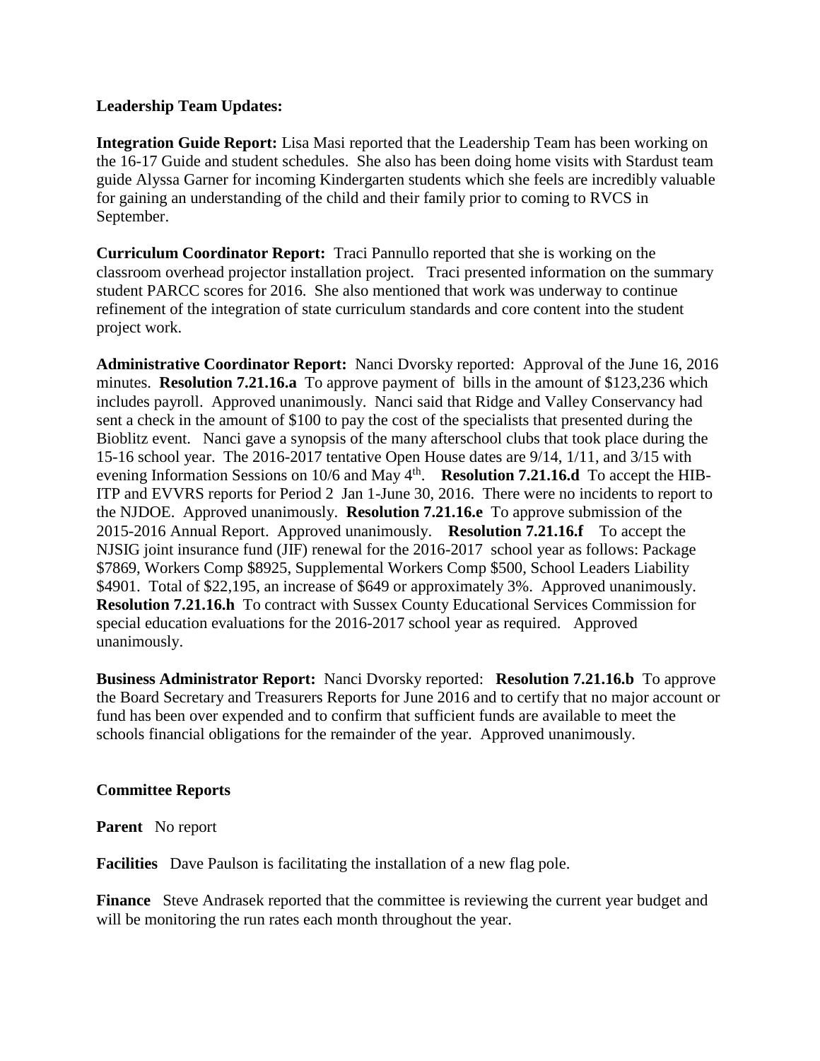**Leadership Team Updates:**

**Integration Guide Report:** Lisa Masi reported that the Leadership Team has been working on the 16-17 Guide and student schedules. She also has been doing home visits with Stardust team guide Alyssa Garner for incoming Kindergarten students which she feels are incredibly valuable for gaining an understanding of the child and their family prior to coming to RVCS in September.

**Curriculum Coordinator Report:** Traci Pannullo reported that she is working on the classroom overhead projector installation project. Traci presented information on the summary student PARCC scores for 2016. She also mentioned that work was underway to continue refinement of the integration of state curriculum standards and core content into the student project work.

**Administrative Coordinator Report:** Nanci Dvorsky reported: Approval of the June 16, 2016 minutes. **Resolution 7.21.16.a** To approve payment of bills in the amount of $123,236 which includes payroll. Approved unanimously. Nanci said that Ridge and Valley Conservancy had sent a check in the amount of $100 to pay the cost of the specialists that presented during the Bioblitz event. Nanci gave a synopsis of the many afterschool clubs that took place during the 15-16 school year. The 2016-2017 tentative Open House dates are 9/14, 1/11, and 3/15 with evening Information Sessions on 10/6 and May 4th. **Resolution 7.21.16.d** To accept the HIB-ITP and EVVRS reports for Period 2 Jan 1-June 30, 2016. There were no incidents to report to the NJDOE. Approved unanimously. **Resolution 7.21.16.e** To approve submission of the 2015-2016 Annual Report. Approved unanimously. **Resolution 7.21.16.f** To accept the NJSIG joint insurance fund (JIF) renewal for the 2016-2017 school year as follows: Package $7869, Workers Comp $8925, Supplemental Workers Comp $500, School Leaders Liability $4901. Total of $22,195, an increase of $649 or approximately 3%. Approved unanimously. **Resolution 7.21.16.h** To contract with Sussex County Educational Services Commission for special education evaluations for the 2016-2017 school year as required. Approved unanimously.

**Business Administrator Report:** Nanci Dvorsky reported: **Resolution 7.21.16.b** To approve the Board Secretary and Treasurers Reports for June 2016 and to certify that no major account or fund has been over expended and to confirm that sufficient funds are available to meet the schools financial obligations for the remainder of the year. Approved unanimously.

**Committee Reports**

**Parent** No report

**Facilities** Dave Paulson is facilitating the installation of a new flag pole.

**Finance** Steve Andrasek reported that the committee is reviewing the current year budget and will be monitoring the run rates each month throughout the year.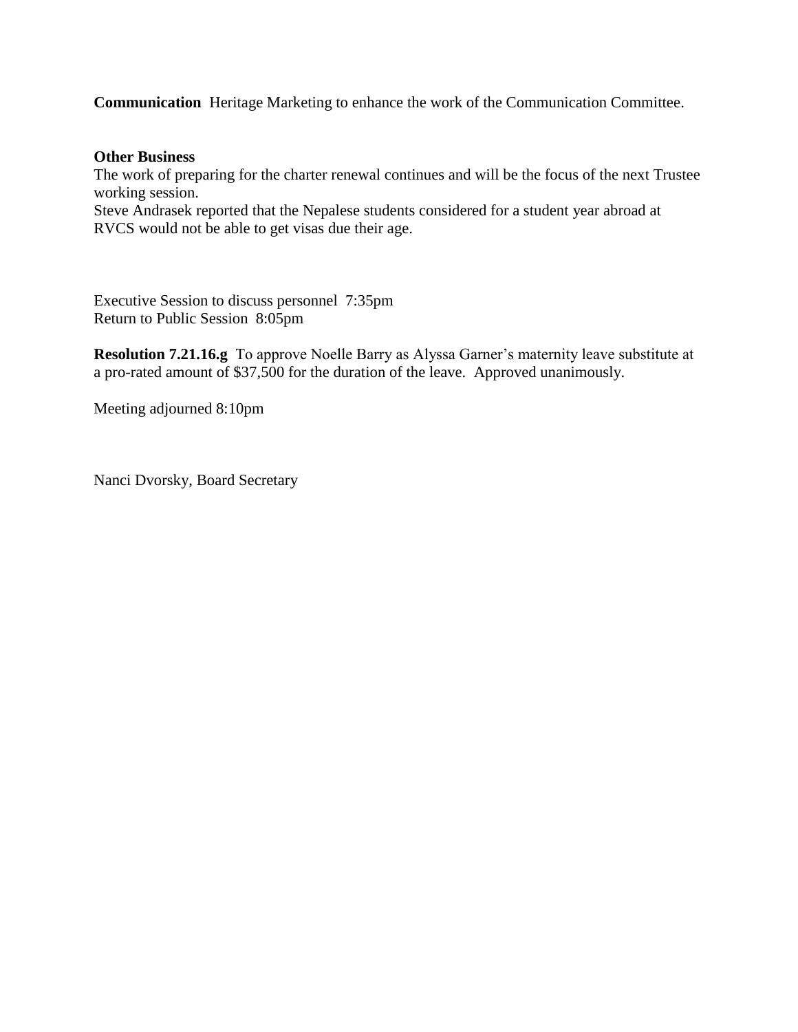**Communication** Heritage Marketing to enhance the work of the Communication Committee.

**Other Business**
The work of preparing for the charter renewal continues and will be the focus of the next Trustee working session.
Steve Andrasek reported that the Nepalese students considered for a student year abroad at RVCS would not be able to get visas due their age.

Executive Session to discuss personnel 7:35pm
Return to Public Session 8:05pm

**Resolution 7.21.16.g** To approve Noelle Barry as Alyssa Garner's maternity leave substitute at a pro-rated amount of $37,500 for the duration of the leave. Approved unanimously.

Meeting adjourned 8:10pm

Nanci Dvorsky, Board Secretary